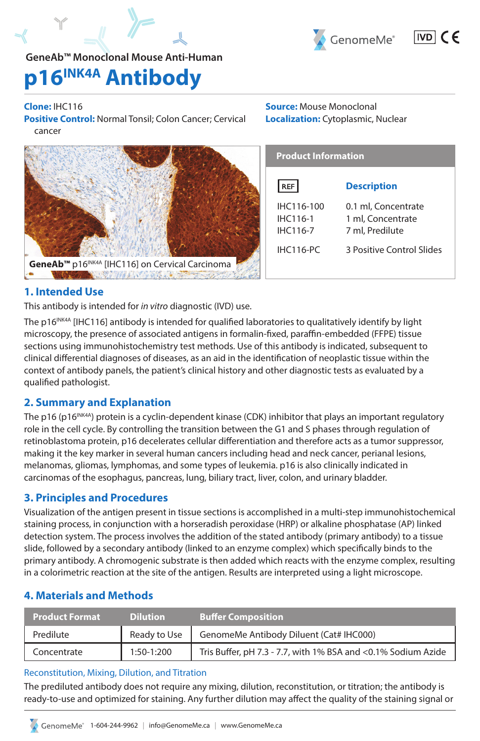GeneAb™ Monoclonal Mouse Anti-Human

# p16$^{INK4A}$ Antibody

**Clone:** IHC116
**Positive Control:** Normal Tonsil; Colon Cancer; Cervical cancer

**Source:** Mouse Monoclonal
**Localization:** Cytoplasmic, Nuclear

**GeneAb™** p16$^{INK4A}$ [IHC116] on Cervical Carcinoma

**Product Information**

| REF | Description |
|---|---|
| IHC116-100 | 0.1 ml, Concentrate |
| IHC116-1 | 1 ml, Concentrate |
| IHC116-7 | 7 ml, Predilute |
| IHC116-PC | 3 Positive Control Slides |

## 1. Intended Use

This antibody is intended for *in vitro* diagnostic (IVD) use.

The p16$^{INK4A}$ [IHC116] antibody is intended for qualified laboratories to qualitatively identify by light microscopy, the presence of associated antigens in formalin-fixed, paraffin-embedded (FFPE) tissue sections using immunohistochemistry test methods. Use of this antibody is indicated, subsequent to clinical differential diagnoses of diseases, as an aid in the identification of neoplastic tissue within the context of antibody panels, the patient's clinical history and other diagnostic tests as evaluated by a qualified pathologist.

## 2. Summary and Explanation

The p16 (p16$^{INK4A}$) protein is a cyclin-dependent kinase (CDK) inhibitor that plays an important regulatory role in the cell cycle. By controlling the transition between the G1 and S phases through regulation of retinoblastoma protein, p16 decelerates cellular differentiation and therefore acts as a tumor suppressor, making it the key marker in several human cancers including head and neck cancer, perianal lesions, melanomas, gliomas, lymphomas, and some types of leukemia. p16 is also clinically indicated in carcinomas of the esophagus, pancreas, lung, biliary tract, liver, colon, and urinary bladder.

## 3. Principles and Procedures

Visualization of the antigen present in tissue sections is accomplished in a multi-step immunohistochemical staining process, in conjunction with a horseradish peroxidase (HRP) or alkaline phosphatase (AP) linked detection system. The process involves the addition of the stated antibody (primary antibody) to a tissue slide, followed by a secondary antibody (linked to an enzyme complex) which specifically binds to the primary antibody. A chromogenic substrate is then added which reacts with the enzyme complex, resulting in a colorimetric reaction at the site of the antigen. Results are interpreted using a light microscope.

## 4. Materials and Methods

| Product Format | Dilution | Buffer Composition |
|---|---|---|
| Predilute | Ready to Use | GenomeMe Antibody Diluent (Cat# IHC000) |
| Concentrate | 1:50-1:200 | Tris Buffer, pH 7.3 - 7.7, with 1% BSA and <0.1% Sodium Azide |

### Reconstitution, Mixing, Dilution, and Titration

The prediluted antibody does not require any mixing, dilution, reconstitution, or titration; the antibody is ready-to-use and optimized for staining. Any further dilution may affect the quality of the staining signal or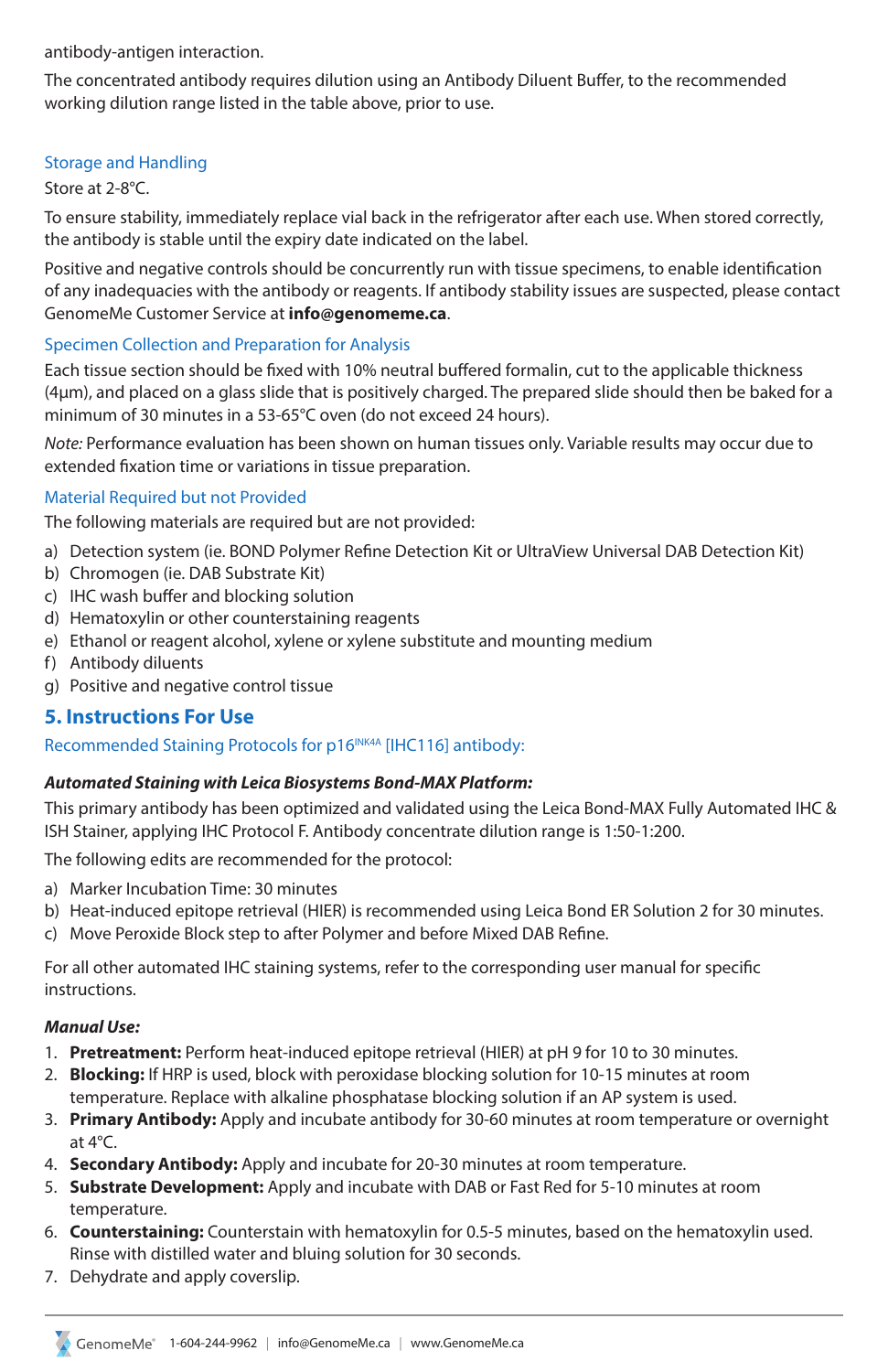antibody-antigen interaction.

The concentrated antibody requires dilution using an Antibody Diluent Buffer, to the recommended working dilution range listed in the table above, prior to use.

### Storage and Handling

Store at 2-8°C.

To ensure stability, immediately replace vial back in the refrigerator after each use. When stored correctly, the antibody is stable until the expiry date indicated on the label.

Positive and negative controls should be concurrently run with tissue specimens, to enable identification of any inadequacies with the antibody or reagents. If antibody stability issues are suspected, please contact GenomeMe Customer Service at **info@genomeme.ca**.

### Specimen Collection and Preparation for Analysis

Each tissue section should be fixed with 10% neutral buffered formalin, cut to the applicable thickness (4μm), and placed on a glass slide that is positively charged. The prepared slide should then be baked for a minimum of 30 minutes in a 53-65°C oven (do not exceed 24 hours).

*Note:* Performance evaluation has been shown on human tissues only. Variable results may occur due to extended fixation time or variations in tissue preparation.

### Material Required but not Provided

The following materials are required but are not provided:

a) Detection system (ie. BOND Polymer Refine Detection Kit or UltraView Universal DAB Detection Kit)
b) Chromogen (ie. DAB Substrate Kit)
c) IHC wash buffer and blocking solution
d) Hematoxylin or other counterstaining reagents
e) Ethanol or reagent alcohol, xylene or xylene substitute and mounting medium
f) Antibody diluents
g) Positive and negative control tissue

## 5. Instructions For Use

### Recommended Staining Protocols for p16[INK4A] [IHC116] antibody:

***Automated Staining with Leica Biosystems Bond-MAX Platform:***

This primary antibody has been optimized and validated using the Leica Bond-MAX Fully Automated IHC & ISH Stainer, applying IHC Protocol F. Antibody concentrate dilution range is 1:50-1:200.

The following edits are recommended for the protocol:

a) Marker Incubation Time: 30 minutes
b) Heat-induced epitope retrieval (HIER) is recommended using Leica Bond ER Solution 2 for 30 minutes.
c) Move Peroxide Block step to after Polymer and before Mixed DAB Refine.

For all other automated IHC staining systems, refer to the corresponding user manual for specific instructions.

***Manual Use:***

1. **Pretreatment:** Perform heat-induced epitope retrieval (HIER) at pH 9 for 10 to 30 minutes.
2. **Blocking:** If HRP is used, block with peroxidase blocking solution for 10-15 minutes at room temperature. Replace with alkaline phosphatase blocking solution if an AP system is used.
3. **Primary Antibody:** Apply and incubate antibody for 30-60 minutes at room temperature or overnight at 4°C.
4. **Secondary Antibody:** Apply and incubate for 20-30 minutes at room temperature.
5. **Substrate Development:** Apply and incubate with DAB or Fast Red for 5-10 minutes at room temperature.
6. **Counterstaining:** Counterstain with hematoxylin for 0.5-5 minutes, based on the hematoxylin used. Rinse with distilled water and bluing solution for 30 seconds.
7. Dehydrate and apply coverslip.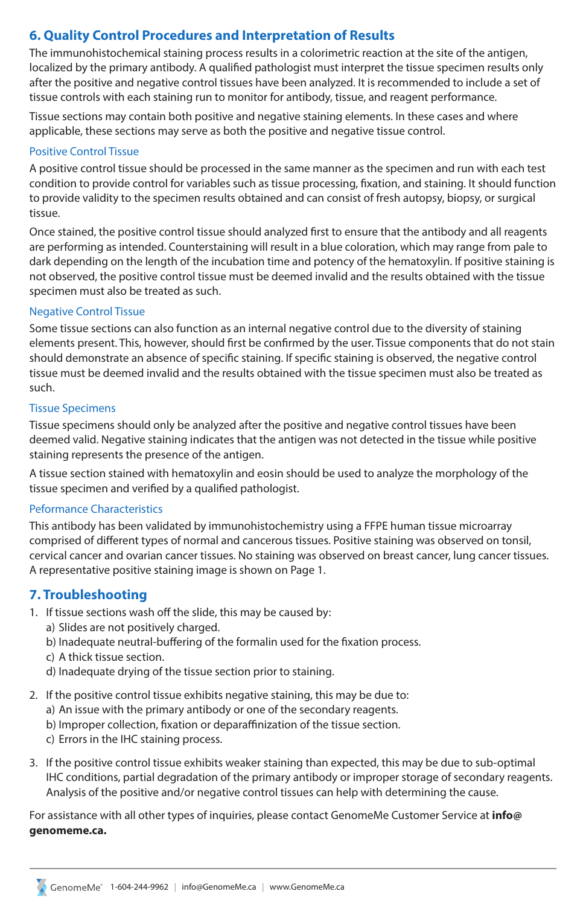## 6. Quality Control Procedures and Interpretation of Results

The immunohistochemical staining process results in a colorimetric reaction at the site of the antigen, localized by the primary antibody. A qualified pathologist must interpret the tissue specimen results only after the positive and negative control tissues have been analyzed. It is recommended to include a set of tissue controls with each staining run to monitor for antibody, tissue, and reagent performance.

Tissue sections may contain both positive and negative staining elements. In these cases and where applicable, these sections may serve as both the positive and negative tissue control.

### Positive Control Tissue

A positive control tissue should be processed in the same manner as the specimen and run with each test condition to provide control for variables such as tissue processing, fixation, and staining. It should function to provide validity to the specimen results obtained and can consist of fresh autopsy, biopsy, or surgical tissue.

Once stained, the positive control tissue should analyzed first to ensure that the antibody and all reagents are performing as intended. Counterstaining will result in a blue coloration, which may range from pale to dark depending on the length of the incubation time and potency of the hematoxylin. If positive staining is not observed, the positive control tissue must be deemed invalid and the results obtained with the tissue specimen must also be treated as such.

### Negative Control Tissue

Some tissue sections can also function as an internal negative control due to the diversity of staining elements present. This, however, should first be confirmed by the user. Tissue components that do not stain should demonstrate an absence of specific staining. If specific staining is observed, the negative control tissue must be deemed invalid and the results obtained with the tissue specimen must also be treated as such.

### Tissue Specimens

Tissue specimens should only be analyzed after the positive and negative control tissues have been deemed valid. Negative staining indicates that the antigen was not detected in the tissue while positive staining represents the presence of the antigen.

A tissue section stained with hematoxylin and eosin should be used to analyze the morphology of the tissue specimen and verified by a qualified pathologist.

### Peformance Characteristics

This antibody has been validated by immunohistochemistry using a FFPE human tissue microarray comprised of different types of normal and cancerous tissues. Positive staining was observed on tonsil, cervical cancer and ovarian cancer tissues. No staining was observed on breast cancer, lung cancer tissues. A representative positive staining image is shown on Page 1.

## 7. Troubleshooting

1. If tissue sections wash off the slide, this may be caused by:
   a) Slides are not positively charged.
   b) Inadequate neutral-buffering of the formalin used for the fixation process.
   c) A thick tissue section.
   d) Inadequate drying of the tissue section prior to staining.

2. If the positive control tissue exhibits negative staining, this may be due to:
   a) An issue with the primary antibody or one of the secondary reagents.
   b) Improper collection, fixation or deparaffinization of the tissue section.
   c) Errors in the IHC staining process.

3. If the positive control tissue exhibits weaker staining than expected, this may be due to sub-optimal IHC conditions, partial degradation of the primary antibody or improper storage of secondary reagents. Analysis of the positive and/or negative control tissues can help with determining the cause.

For assistance with all other types of inquiries, please contact GenomeMe Customer Service at **info@genomeme.ca.**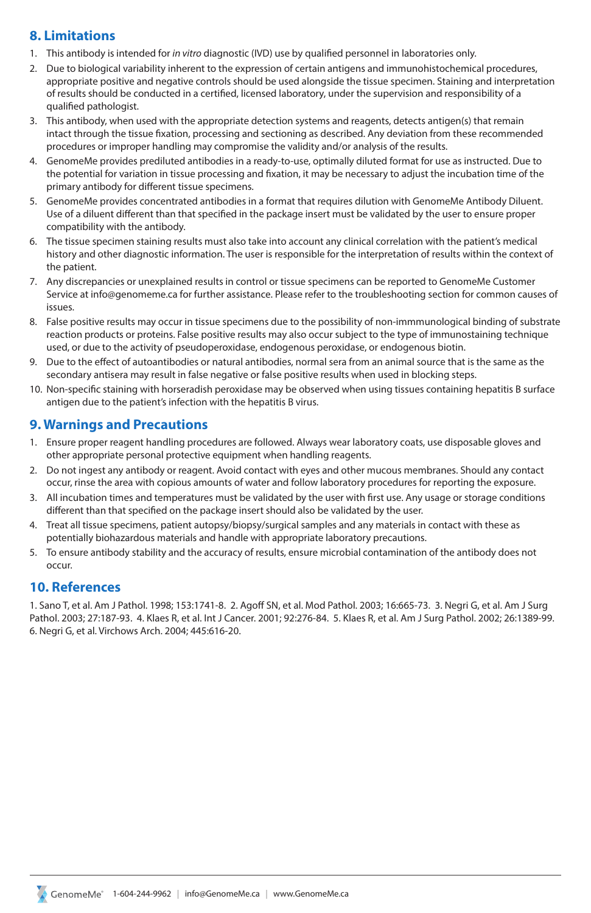## 8. Limitations

1. This antibody is intended for *in vitro* diagnostic (IVD) use by qualified personnel in laboratories only.
2. Due to biological variability inherent to the expression of certain antigens and immunohistochemical procedures, appropriate positive and negative controls should be used alongside the tissue specimen. Staining and interpretation of results should be conducted in a certified, licensed laboratory, under the supervision and responsibility of a qualified pathologist.
3. This antibody, when used with the appropriate detection systems and reagents, detects antigen(s) that remain intact through the tissue fixation, processing and sectioning as described. Any deviation from these recommended procedures or improper handling may compromise the validity and/or analysis of the results.
4. GenomeMe provides prediluted antibodies in a ready-to-use, optimally diluted format for use as instructed. Due to the potential for variation in tissue processing and fixation, it may be necessary to adjust the incubation time of the primary antibody for different tissue specimens.
5. GenomeMe provides concentrated antibodies in a format that requires dilution with GenomeMe Antibody Diluent. Use of a diluent different than that specified in the package insert must be validated by the user to ensure proper compatibility with the antibody.
6. The tissue specimen staining results must also take into account any clinical correlation with the patient's medical history and other diagnostic information. The user is responsible for the interpretation of results within the context of the patient.
7. Any discrepancies or unexplained results in control or tissue specimens can be reported to GenomeMe Customer Service at info@genomeme.ca for further assistance. Please refer to the troubleshooting section for common causes of issues.
8. False positive results may occur in tissue specimens due to the possibility of non-immmunological binding of substrate reaction products or proteins. False positive results may also occur subject to the type of immunostaining technique used, or due to the activity of pseudoperoxidase, endogenous peroxidase, or endogenous biotin.
9. Due to the effect of autoantibodies or natural antibodies, normal sera from an animal source that is the same as the secondary antisera may result in false negative or false positive results when used in blocking steps.
10. Non-specific staining with horseradish peroxidase may be observed when using tissues containing hepatitis B surface antigen due to the patient's infection with the hepatitis B virus.

## 9. Warnings and Precautions

1. Ensure proper reagent handling procedures are followed. Always wear laboratory coats, use disposable gloves and other appropriate personal protective equipment when handling reagents.
2. Do not ingest any antibody or reagent. Avoid contact with eyes and other mucous membranes. Should any contact occur, rinse the area with copious amounts of water and follow laboratory procedures for reporting the exposure.
3. All incubation times and temperatures must be validated by the user with first use. Any usage or storage conditions different than that specified on the package insert should also be validated by the user.
4. Treat all tissue specimens, patient autopsy/biopsy/surgical samples and any materials in contact with these as potentially biohazardous materials and handle with appropriate laboratory precautions.
5. To ensure antibody stability and the accuracy of results, ensure microbial contamination of the antibody does not occur.

## 10. References

1. Sano T, et al. Am J Pathol. 1998; 153:1741-8. 2. Agoff SN, et al. Mod Pathol. 2003; 16:665-73. 3. Negri G, et al. Am J Surg Pathol. 2003; 27:187-93. 4. Klaes R, et al. Int J Cancer. 2001; 92:276-84. 5. Klaes R, et al. Am J Surg Pathol. 2002; 26:1389-99. 6. Negri G, et al. Virchows Arch. 2004; 445:616-20.

GenomeMe® 1-604-244-9962 | info@GenomeMe.ca | www.GenomeMe.ca